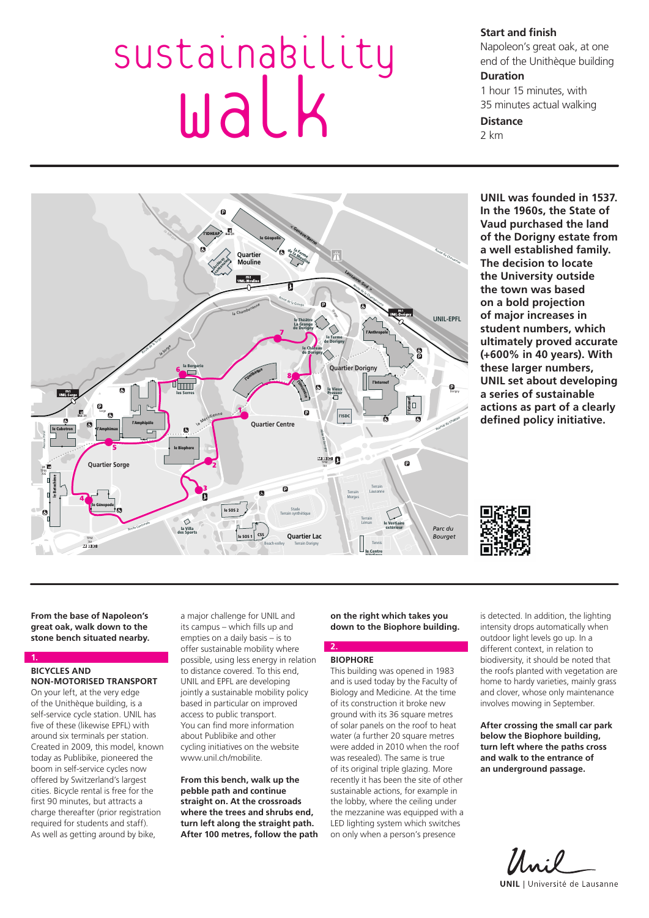# sustainability walk

**Start and finish**
Napoleon's great oak, at one end of the Unithèque building

**Duration**
1 hour 15 minutes, with 35 minutes actual walking

**Distance**
2 km

**UNIL was founded in 1537. In the 1960s, the State of Vaud purchased the land of the Dorigny estate from a well established family. The decision to locate the University outside the town was based on a bold projection of major increases in student numbers, which ultimately proved accurate (+600% in 40 years). With these larger numbers, UNIL set about developing a series of sustainable actions as part of a clearly defined policy initiative.**

**From the base of Napoleon's great oak, walk down to the stone bench situated nearby.**

## 1.

### BICYCLES AND NON-MOTORISED TRANSPORT

On your left, at the very edge of the Unithèque building, is a self-service cycle station. UNIL has five of these (likewise EPFL) with around six terminals per station. Created in 2009, this model, known today as Publibike, pioneered the boom in self-service cycles now offered by Switzerland's largest cities. Bicycle rental is free for the first 90 minutes, but attracts a charge thereafter (prior registration required for students and staff). As well as getting around by bike, a major challenge for UNIL and its campus – which fills up and empties on a daily basis – is to offer sustainable mobility where possible, using less energy in relation to distance covered. To this end, UNIL and EPFL are developing jointly a sustainable mobility policy based in particular on improved access to public transport. You can find more information about Publibike and other cycling initiatives on the website www.unil.ch/mobilite.

**From this bench, walk up the pebble path and continue straight on. At the crossroads where the trees and shrubs end, turn left along the straight path. After 100 metres, follow the path on the right which takes you down to the Biophore building.**

## 2.

### BIOPHORE

This building was opened in 1983 and is used today by the Faculty of Biology and Medicine. At the time of its construction it broke new ground with its 36 square metres of solar panels on the roof to heat water (a further 20 square metres were added in 2010 when the roof was resealed). The same is true of its original triple glazing. More recently it has been the site of other sustainable actions, for example in the lobby, where the ceiling under the mezzanine was equipped with a LED lighting system which switches on only when a person's presence is detected. In addition, the lighting intensity drops automatically when outdoor light levels go up. In a different context, in relation to biodiversity, it should be noted that the roofs planted with vegetation are home to hardy varieties, mainly grass and clover, whose only maintenance involves mowing in September.

**After crossing the small car park below the Biophore building, turn left where the paths cross and walk to the entrance of an underground passage.**

UNIL | Université de Lausanne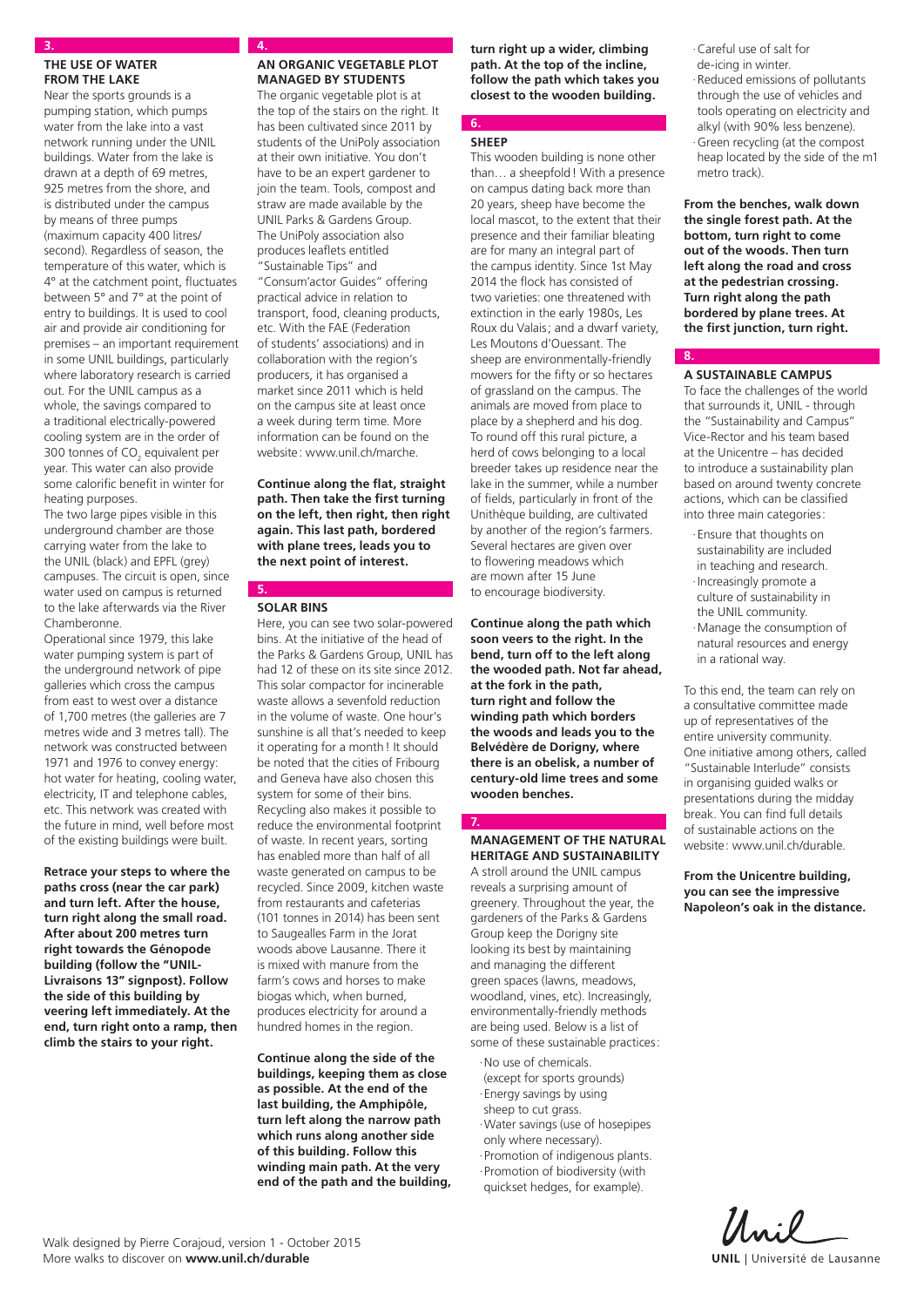## 3.

### THE USE OF WATER FROM THE LAKE

Near the sports grounds is a pumping station, which pumps water from the lake into a vast network running under the UNIL buildings. Water from the lake is drawn at a depth of 69 metres, 925 metres from the shore, and is distributed under the campus by means of three pumps (maximum capacity 400 litres/ second). Regardless of season, the temperature of this water, which is 4° at the catchment point, fluctuates between 5° and 7° at the point of entry to buildings. It is used to cool air and provide air conditioning for premises – an important requirement in some UNIL buildings, particularly where laboratory research is carried out. For the UNIL campus as a whole, the savings compared to a traditional electrically-powered cooling system are in the order of 300 tonnes of $CO_2$ equivalent per year. This water can also provide some calorific benefit in winter for heating purposes.

The two large pipes visible in this underground chamber are those carrying water from the lake to the UNIL (black) and EPFL (grey) campuses. The circuit is open, since water used on campus is returned to the lake afterwards via the River Chamberonne.

Operational since 1979, this lake water pumping system is part of the underground network of pipe galleries which cross the campus from east to west over a distance of 1,700 metres (the galleries are 7 metres wide and 3 metres tall). The network was constructed between 1971 and 1976 to convey energy: hot water for heating, cooling water, electricity, IT and telephone cables, etc. This network was created with the future in mind, well before most of the existing buildings were built.

**Retrace your steps to where the paths cross (near the car park) and turn left. After the house, turn right along the small road. After about 200 metres turn right towards the Génopode building (follow the "UNIL-Livraisons 13" signpost). Follow the side of this building by veering left immediately. At the end, turn right onto a ramp, then climb the stairs to your right.**

## 4.

### AN ORGANIC VEGETABLE PLOT MANAGED BY STUDENTS

The organic vegetable plot is at the top of the stairs on the right. It has been cultivated since 2011 by students of the UniPoly association at their own initiative. You don't have to be an expert gardener to join the team. Tools, compost and straw are made available by the UNIL Parks & Gardens Group. The UniPoly association also produces leaflets entitled "Sustainable Tips" and "Consum'actor Guides" offering practical advice in relation to transport, food, cleaning products, etc. With the FAE (Federation of students' associations) and in collaboration with the region's producers, it has organised a market since 2011 which is held on the campus site at least once a week during term time. More information can be found on the website: www.unil.ch/marche.

**Continue along the flat, straight path. Then take the first turning on the left, then right, then right again. This last path, bordered with plane trees, leads you to the next point of interest.**

## 5.

### SOLAR BINS

Here, you can see two solar-powered bins. At the initiative of the head of the Parks & Gardens Group, UNIL has had 12 of these on its site since 2012. This solar compactor for incinerable waste allows a sevenfold reduction in the volume of waste. One hour's sunshine is all that's needed to keep it operating for a month! It should be noted that the cities of Fribourg and Geneva have also chosen this system for some of their bins. Recycling also makes it possible to reduce the environmental footprint of waste. In recent years, sorting has enabled more than half of all waste generated on campus to be recycled. Since 2009, kitchen waste from restaurants and cafeterias (101 tonnes in 2014) has been sent to Saugealles Farm in the Jorat woods above Lausanne. There it is mixed with manure from the farm's cows and horses to make biogas which, when burned, produces electricity for around a hundred homes in the region.

**Continue along the side of the buildings, keeping them as close as possible. At the end of the last building, the Amphipôle, turn left along the narrow path which runs along another side of this building. Follow this winding main path. At the very end of the path and the building, turn right up a wider, climbing path. At the top of the incline, follow the path which takes you closest to the wooden building.**

## 6.

### SHEEP

This wooden building is none other than… a sheepfold! With a presence on campus dating back more than 20 years, sheep have become the local mascot, to the extent that their presence and their familiar bleating are for many an integral part of the campus identity. Since 1st May 2014 the flock has consisted of two varieties: one threatened with extinction in the early 1980s, Les Roux du Valais; and a dwarf variety, Les Moutons d'Ouessant. The sheep are environmentally-friendly mowers for the fifty or so hectares of grassland on the campus. The animals are moved from place to place by a shepherd and his dog. To round off this rural picture, a herd of cows belonging to a local breeder takes up residence near the lake in the summer, while a number of fields, particularly in front of the Unithèque building, are cultivated by another of the region's farmers. Several hectares are given over to flowering meadows which are mown after 15 June to encourage biodiversity.

**Continue along the path which soon veers to the right. In the bend, turn off to the left along the wooded path. Not far ahead, at the fork in the path, turn right and follow the winding path which borders the woods and leads you to the Belvédère de Dorigny, where there is an obelisk, a number of century-old lime trees and some wooden benches.**

## 7.

### MANAGEMENT OF THE NATURAL HERITAGE AND SUSTAINABILITY

A stroll around the UNIL campus reveals a surprising amount of greenery. Throughout the year, the gardeners of the Parks & Gardens Group keep the Dorigny site looking its best by maintaining and managing the different green spaces (lawns, meadows, woodland, vines, etc). Increasingly, environmentally-friendly methods are being used. Below is a list of some of these sustainable practices:

- No use of chemicals. (except for sports grounds)
- Energy savings by using sheep to cut grass.
- Water savings (use of hosepipes only where necessary).
- Promotion of indigenous plants.
- Promotion of biodiversity (with quickset hedges, for example).
- Careful use of salt for de-icing in winter.
- Reduced emissions of pollutants through the use of vehicles and tools operating on electricity and alkyl (with 90% less benzene).
- Green recycling (at the compost heap located by the side of the m1 metro track).

**From the benches, walk down the single forest path. At the bottom, turn right to come out of the woods. Then turn left along the road and cross at the pedestrian crossing. Turn right along the path bordered by plane trees. At the first junction, turn right.**

## 8.

### A SUSTAINABLE CAMPUS

To face the challenges of the world that surrounds it, UNIL - through the "Sustainability and Campus" Vice-Rector and his team based at the Unicentre – has decided to introduce a sustainability plan based on around twenty concrete actions, which can be classified into three main categories:

- Ensure that thoughts on sustainability are included in teaching and research.
- Increasingly promote a culture of sustainability in the UNIL community.
- Manage the consumption of natural resources and energy in a rational way.

To this end, the team can rely on a consultative committee made up of representatives of the entire university community. One initiative among others, called "Sustainable Interlude" consists in organising guided walks or presentations during the midday break. You can find full details of sustainable actions on the website: www.unil.ch/durable.

**From the Unicentre building, you can see the impressive Napoleon's oak in the distance.**

Walk designed by Pierre Corajoud, version 1 - October 2015
More walks to discover on **www.unil.ch/durable**

Unil
**UNIL** | Université de Lausanne